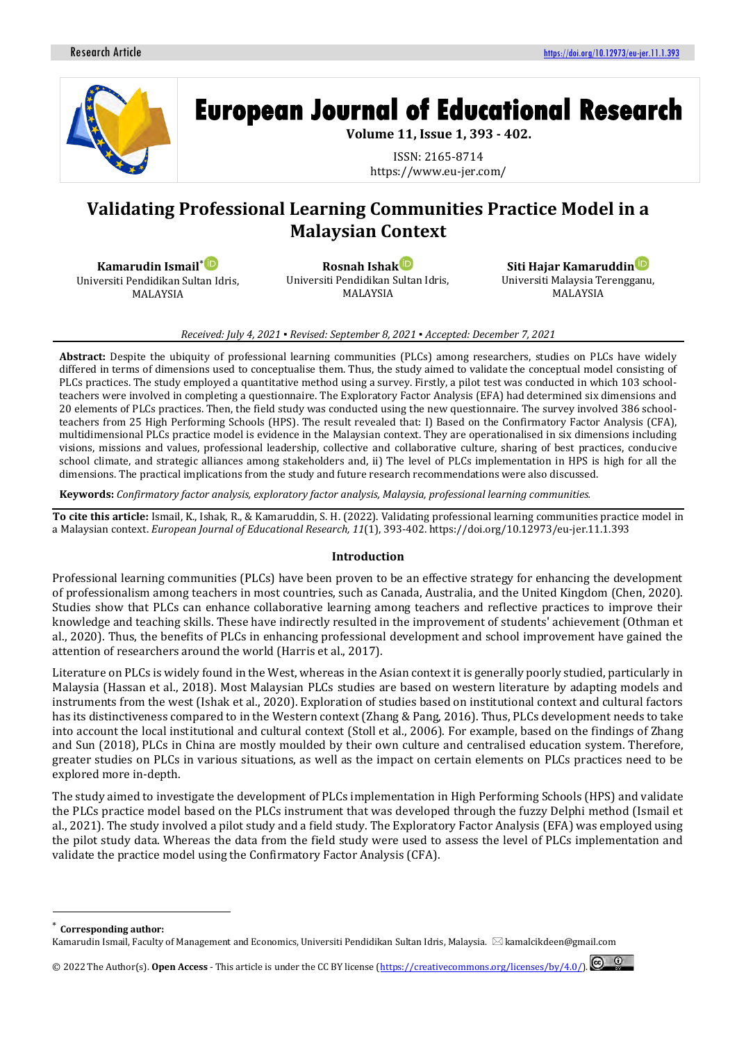Research Article

# European Journal of Educational Research

**Volume 11, Issue 1, 393 - 402.**

ISSN: 2165-8714
https://www.eu-jer.com/

# Validating Professional Learning Communities Practice Model in a Malaysian Context

**Kamarudin Ismail**[*]
Universiti Pendidikan Sultan Idris, MALAYSIA

**Rosnah Ishak**
Universiti Pendidikan Sultan Idris, MALAYSIA

**Siti Hajar Kamaruddin**
Universiti Malaysia Terengganu, MALAYSIA

*Received: July 4, 2021 ▪ Revised: September 8, 2021 ▪ Accepted: December 7, 2021*

**Abstract:** Despite the ubiquity of professional learning communities (PLCs) among researchers, studies on PLCs have widely differed in terms of dimensions used to conceptualise them. Thus, the study aimed to validate the conceptual model consisting of PLCs practices. The study employed a quantitative method using a survey. Firstly, a pilot test was conducted in which 103 school-teachers were involved in completing a questionnaire. The Exploratory Factor Analysis (EFA) had determined six dimensions and 20 elements of PLCs practices. Then, the field study was conducted using the new questionnaire. The survey involved 386 school-teachers from 25 High Performing Schools (HPS). The result revealed that: I) Based on the Confirmatory Factor Analysis (CFA), multidimensional PLCs practice model is evidence in the Malaysian context. They are operationalised in six dimensions including visions, missions and values, professional leadership, collective and collaborative culture, sharing of best practices, conducive school climate, and strategic alliances among stakeholders and, ii) The level of PLCs implementation in HPS is high for all the dimensions. The practical implications from the study and future research recommendations were also discussed.

**Keywords:** *Confirmatory factor analysis, exploratory factor analysis, Malaysia, professional learning communities.*

**To cite this article:** Ismail, K., Ishak, R., & Kamaruddin, S. H. (2022). Validating professional learning communities practice model in a Malaysian context. *European Journal of Educational Research, 11*(1), 393-402. https://doi.org/10.12973/eu-jer.11.1.393

## Introduction

Professional learning communities (PLCs) have been proven to be an effective strategy for enhancing the development of professionalism among teachers in most countries, such as Canada, Australia, and the United Kingdom (Chen, 2020). Studies show that PLCs can enhance collaborative learning among teachers and reflective practices to improve their knowledge and teaching skills. These have indirectly resulted in the improvement of students' achievement (Othman et al., 2020). Thus, the benefits of PLCs in enhancing professional development and school improvement have gained the attention of researchers around the world (Harris et al., 2017).

Literature on PLCs is widely found in the West, whereas in the Asian context it is generally poorly studied, particularly in Malaysia (Hassan et al., 2018). Most Malaysian PLCs studies are based on western literature by adapting models and instruments from the west (Ishak et al., 2020). Exploration of studies based on institutional context and cultural factors has its distinctiveness compared to in the Western context (Zhang & Pang, 2016). Thus, PLCs development needs to take into account the local institutional and cultural context (Stoll et al., 2006). For example, based on the findings of Zhang and Sun (2018), PLCs in China are mostly moulded by their own culture and centralised education system. Therefore, greater studies on PLCs in various situations, as well as the impact on certain elements on PLCs practices need to be explored more in-depth.

The study aimed to investigate the development of PLCs implementation in High Performing Schools (HPS) and validate the PLCs practice model based on the PLCs instrument that was developed through the fuzzy Delphi method (Ismail et al., 2021). The study involved a pilot study and a field study. The Exploratory Factor Analysis (EFA) was employed using the pilot study data. Whereas the data from the field study were used to assess the level of PLCs implementation and validate the practice model using the Confirmatory Factor Analysis (CFA).

---

[*] **Corresponding author:**
Kamarudin Ismail, Faculty of Management and Economics, Universiti Pendidikan Sultan Idris, Malaysia. ✉ kamalcikdeen@gmail.com

© 2022 The Author(s). **Open Access** - This article is under the CC BY license (https://creativecommons.org/licenses/by/4.0/).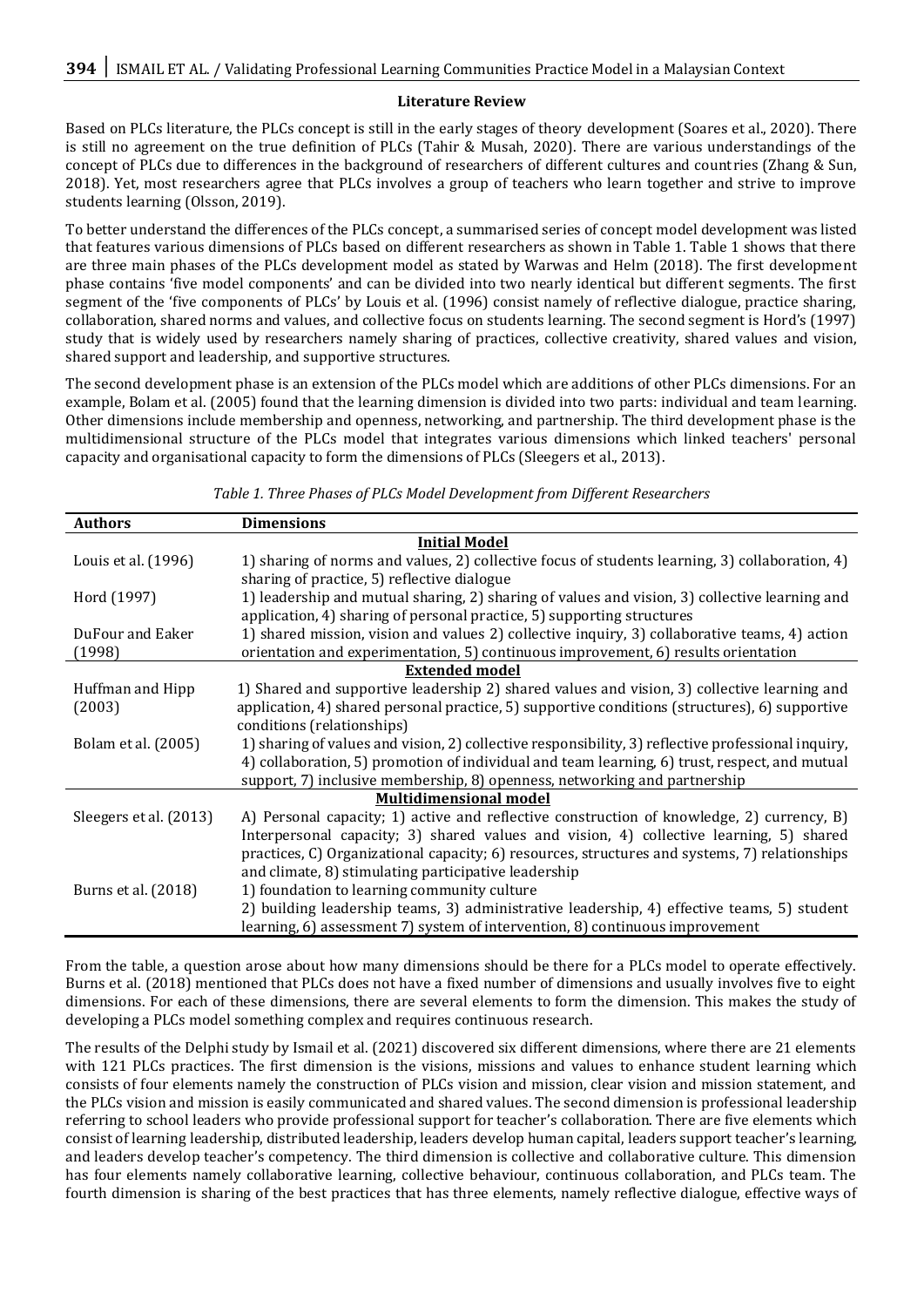### Literature Review

Based on PLCs literature, the PLCs concept is still in the early stages of theory development (Soares et al., 2020). There is still no agreement on the true definition of PLCs (Tahir & Musah, 2020). There are various understandings of the concept of PLCs due to differences in the background of researchers of different cultures and countries (Zhang & Sun, 2018). Yet, most researchers agree that PLCs involves a group of teachers who learn together and strive to improve students learning (Olsson, 2019).

To better understand the differences of the PLCs concept, a summarised series of concept model development was listed that features various dimensions of PLCs based on different researchers as shown in Table 1. Table 1 shows that there are three main phases of the PLCs development model as stated by Warwas and Helm (2018). The first development phase contains 'five model components' and can be divided into two nearly identical but different segments. The first segment of the 'five components of PLCs' by Louis et al. (1996) consist namely of reflective dialogue, practice sharing, collaboration, shared norms and values, and collective focus on students learning. The second segment is Hord's (1997) study that is widely used by researchers namely sharing of practices, collective creativity, shared values and vision, shared support and leadership, and supportive structures.

The second development phase is an extension of the PLCs model which are additions of other PLCs dimensions. For an example, Bolam et al. (2005) found that the learning dimension is divided into two parts: individual and team learning. Other dimensions include membership and openness, networking, and partnership. The third development phase is the multidimensional structure of the PLCs model that integrates various dimensions which linked teachers' personal capacity and organisational capacity to form the dimensions of PLCs (Sleegers et al., 2013).

*Table 1. Three Phases of PLCs Model Development from Different Researchers*

| Authors | Dimensions |
|---|---|
| | **Initial Model** |
| Louis et al. (1996) | 1) sharing of norms and values, 2) collective focus of students learning, 3) collaboration, 4) sharing of practice, 5) reflective dialogue |
| Hord (1997) | 1) leadership and mutual sharing, 2) sharing of values and vision, 3) collective learning and application, 4) sharing of personal practice, 5) supporting structures |
| DuFour and Eaker (1998) | 1) shared mission, vision and values 2) collective inquiry, 3) collaborative teams, 4) action orientation and experimentation, 5) continuous improvement, 6) results orientation |
| | **Extended model** |
| Huffman and Hipp (2003) | 1) Shared and supportive leadership 2) shared values and vision, 3) collective learning and application, 4) shared personal practice, 5) supportive conditions (structures), 6) supportive conditions (relationships) |
| Bolam et al. (2005) | 1) sharing of values and vision, 2) collective responsibility, 3) reflective professional inquiry, 4) collaboration, 5) promotion of individual and team learning, 6) trust, respect, and mutual support, 7) inclusive membership, 8) openness, networking and partnership |
| | **Multidimensional model** |
| Sleegers et al. (2013) | A) Personal capacity; 1) active and reflective construction of knowledge, 2) currency, B) Interpersonal capacity; 3) shared values and vision, 4) collective learning, 5) shared practices, C) Organizational capacity; 6) resources, structures and systems, 7) relationships and climate, 8) stimulating participative leadership |
| Burns et al. (2018) | 1) foundation to learning community culture 2) building leadership teams, 3) administrative leadership, 4) effective teams, 5) student learning, 6) assessment 7) system of intervention, 8) continuous improvement |

From the table, a question arose about how many dimensions should be there for a PLCs model to operate effectively. Burns et al. (2018) mentioned that PLCs does not have a fixed number of dimensions and usually involves five to eight dimensions. For each of these dimensions, there are several elements to form the dimension. This makes the study of developing a PLCs model something complex and requires continuous research.

The results of the Delphi study by Ismail et al. (2021) discovered six different dimensions, where there are 21 elements with 121 PLCs practices. The first dimension is the visions, missions and values to enhance student learning which consists of four elements namely the construction of PLCs vision and mission, clear vision and mission statement, and the PLCs vision and mission is easily communicated and shared values. The second dimension is professional leadership referring to school leaders who provide professional support for teacher's collaboration. There are five elements which consist of learning leadership, distributed leadership, leaders develop human capital, leaders support teacher's learning, and leaders develop teacher's competency. The third dimension is collective and collaborative culture. This dimension has four elements namely collaborative learning, collective behaviour, continuous collaboration, and PLCs team. The fourth dimension is sharing of the best practices that has three elements, namely reflective dialogue, effective ways of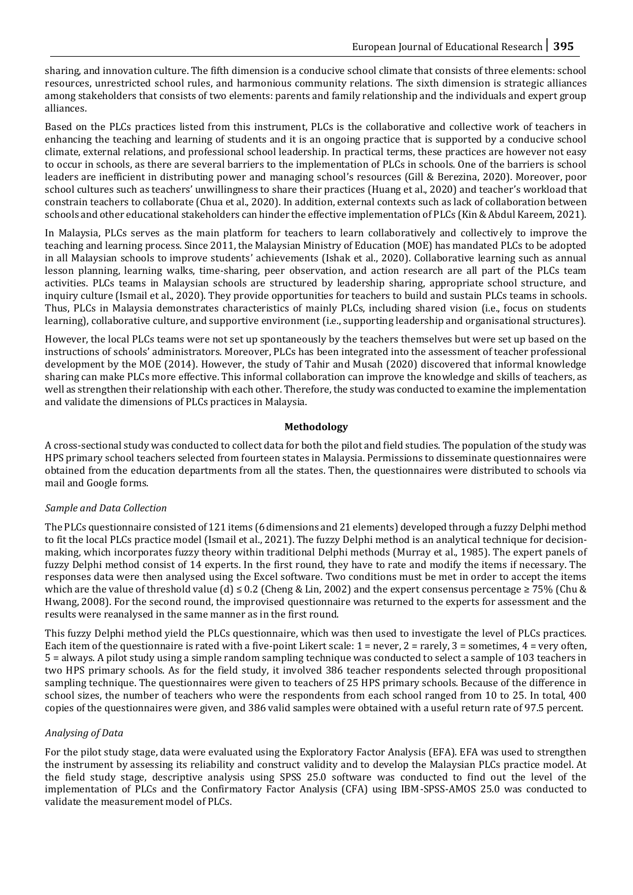sharing, and innovation culture. The fifth dimension is a conducive school climate that consists of three elements: school resources, unrestricted school rules, and harmonious community relations. The sixth dimension is strategic alliances among stakeholders that consists of two elements: parents and family relationship and the individuals and expert group alliances.

Based on the PLCs practices listed from this instrument, PLCs is the collaborative and collective work of teachers in enhancing the teaching and learning of students and it is an ongoing practice that is supported by a conducive school climate, external relations, and professional school leadership. In practical terms, these practices are however not easy to occur in schools, as there are several barriers to the implementation of PLCs in schools. One of the barriers is school leaders are inefficient in distributing power and managing school's resources (Gill & Berezina, 2020). Moreover, poor school cultures such as teachers' unwillingness to share their practices (Huang et al., 2020) and teacher's workload that constrain teachers to collaborate (Chua et al., 2020). In addition, external contexts such as lack of collaboration between schools and other educational stakeholders can hinder the effective implementation of PLCs (Kin & Abdul Kareem, 2021).

In Malaysia, PLCs serves as the main platform for teachers to learn collaboratively and collectively to improve the teaching and learning process. Since 2011, the Malaysian Ministry of Education (MOE) has mandated PLCs to be adopted in all Malaysian schools to improve students' achievements (Ishak et al., 2020). Collaborative learning such as annual lesson planning, learning walks, time-sharing, peer observation, and action research are all part of the PLCs team activities. PLCs teams in Malaysian schools are structured by leadership sharing, appropriate school structure, and inquiry culture (Ismail et al., 2020). They provide opportunities for teachers to build and sustain PLCs teams in schools. Thus, PLCs in Malaysia demonstrates characteristics of mainly PLCs, including shared vision (i.e., focus on students learning), collaborative culture, and supportive environment (i.e., supporting leadership and organisational structures).

However, the local PLCs teams were not set up spontaneously by the teachers themselves but were set up based on the instructions of schools' administrators. Moreover, PLCs has been integrated into the assessment of teacher professional development by the MOE (2014). However, the study of Tahir and Musah (2020) discovered that informal knowledge sharing can make PLCs more effective. This informal collaboration can improve the knowledge and skills of teachers, as well as strengthen their relationship with each other. Therefore, the study was conducted to examine the implementation and validate the dimensions of PLCs practices in Malaysia.

## Methodology

A cross-sectional study was conducted to collect data for both the pilot and field studies. The population of the study was HPS primary school teachers selected from fourteen states in Malaysia. Permissions to disseminate questionnaires were obtained from the education departments from all the states. Then, the questionnaires were distributed to schools via mail and Google forms.

### *Sample and Data Collection*

The PLCs questionnaire consisted of 121 items (6 dimensions and 21 elements) developed through a fuzzy Delphi method to fit the local PLCs practice model (Ismail et al., 2021). The fuzzy Delphi method is an analytical technique for decision-making, which incorporates fuzzy theory within traditional Delphi methods (Murray et al., 1985). The expert panels of fuzzy Delphi method consist of 14 experts. In the first round, they have to rate and modify the items if necessary. The responses data were then analysed using the Excel software. Two conditions must be met in order to accept the items which are the value of threshold value (d) $\leq 0.2$ (Cheng & Lin, 2002) and the expert consensus percentage $\geq 75\%$ (Chu & Hwang, 2008). For the second round, the improvised questionnaire was returned to the experts for assessment and the results were reanalysed in the same manner as in the first round.

This fuzzy Delphi method yield the PLCs questionnaire, which was then used to investigate the level of PLCs practices. Each item of the questionnaire is rated with a five-point Likert scale: 1 = never, 2 = rarely, 3 = sometimes, 4 = very often, 5 = always. A pilot study using a simple random sampling technique was conducted to select a sample of 103 teachers in two HPS primary schools. As for the field study, it involved 386 teacher respondents selected through propositional sampling technique. The questionnaires were given to teachers of 25 HPS primary schools. Because of the difference in school sizes, the number of teachers who were the respondents from each school ranged from 10 to 25. In total, 400 copies of the questionnaires were given, and 386 valid samples were obtained with a useful return rate of 97.5 percent.

### *Analysing of Data*

For the pilot study stage, data were evaluated using the Exploratory Factor Analysis (EFA). EFA was used to strengthen the instrument by assessing its reliability and construct validity and to develop the Malaysian PLCs practice model. At the field study stage, descriptive analysis using SPSS 25.0 software was conducted to find out the level of the implementation of PLCs and the Confirmatory Factor Analysis (CFA) using IBM-SPSS-AMOS 25.0 was conducted to validate the measurement model of PLCs.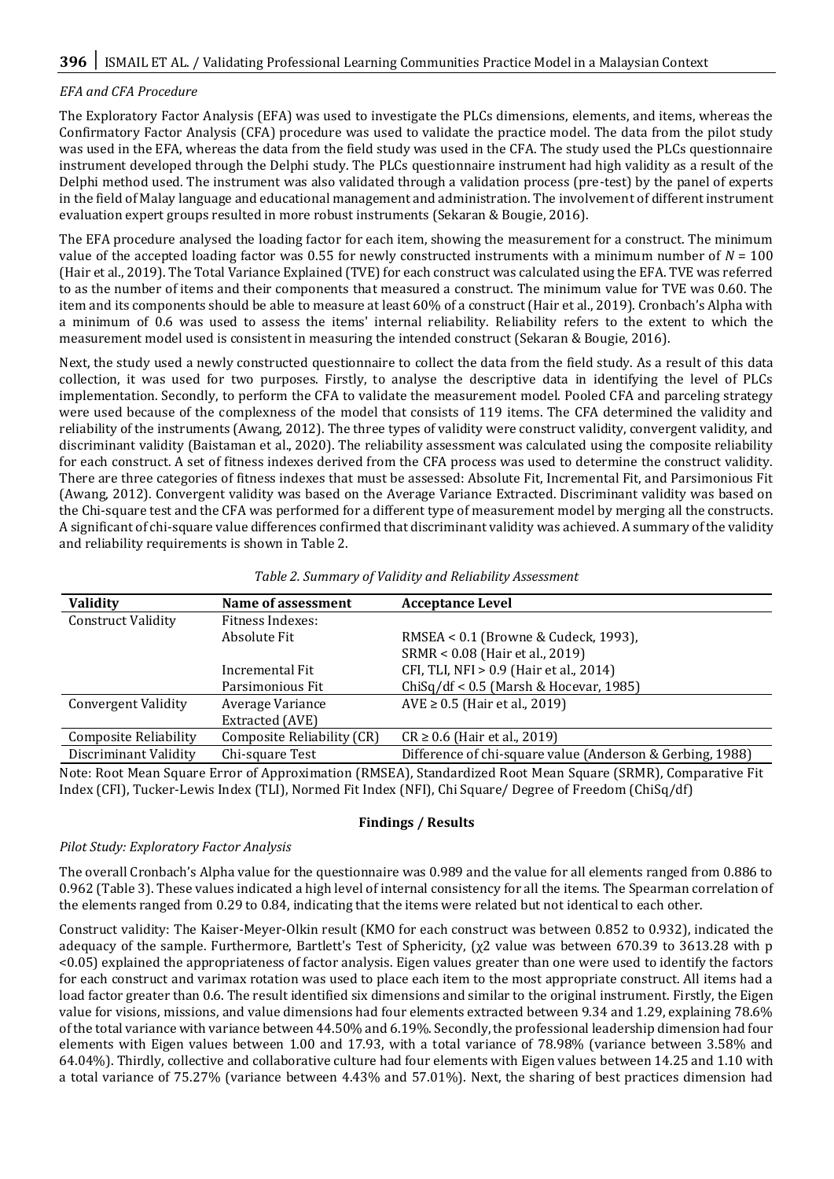*EFA and CFA Procedure*

The Exploratory Factor Analysis (EFA) was used to investigate the PLCs dimensions, elements, and items, whereas the Confirmatory Factor Analysis (CFA) procedure was used to validate the practice model. The data from the pilot study was used in the EFA, whereas the data from the field study was used in the CFA. The study used the PLCs questionnaire instrument developed through the Delphi study. The PLCs questionnaire instrument had high validity as a result of the Delphi method used. The instrument was also validated through a validation process (pre-test) by the panel of experts in the field of Malay language and educational management and administration. The involvement of different instrument evaluation expert groups resulted in more robust instruments (Sekaran & Bougie, 2016).

The EFA procedure analysed the loading factor for each item, showing the measurement for a construct. The minimum value of the accepted loading factor was 0.55 for newly constructed instruments with a minimum number of $N = 100$ (Hair et al., 2019). The Total Variance Explained (TVE) for each construct was calculated using the EFA. TVE was referred to as the number of items and their components that measured a construct. The minimum value for TVE was 0.60. The item and its components should be able to measure at least 60% of a construct (Hair et al., 2019). Cronbach's Alpha with a minimum of 0.6 was used to assess the items' internal reliability. Reliability refers to the extent to which the measurement model used is consistent in measuring the intended construct (Sekaran & Bougie, 2016).

Next, the study used a newly constructed questionnaire to collect the data from the field study. As a result of this data collection, it was used for two purposes. Firstly, to analyse the descriptive data in identifying the level of PLCs implementation. Secondly, to perform the CFA to validate the measurement model. Pooled CFA and parceling strategy were used because of the complexness of the model that consists of 119 items. The CFA determined the validity and reliability of the instruments (Awang, 2012). The three types of validity were construct validity, convergent validity, and discriminant validity (Baistaman et al., 2020). The reliability assessment was calculated using the composite reliability for each construct. A set of fitness indexes derived from the CFA process was used to determine the construct validity. There are three categories of fitness indexes that must be assessed: Absolute Fit, Incremental Fit, and Parsimonious Fit (Awang, 2012). Convergent validity was based on the Average Variance Extracted. Discriminant validity was based on the Chi-square test and the CFA was performed for a different type of measurement model by merging all the constructs. A significant of chi-square value differences confirmed that discriminant validity was achieved. A summary of the validity and reliability requirements is shown in Table 2.

*Table 2. Summary of Validity and Reliability Assessment*

| Validity | Name of assessment | Acceptance Level |
|---|---|---|
| Construct Validity | Fitness Indexes: | |
| | Absolute Fit | RMSEA < 0.1 (Browne & Cudeck, 1993), SRMR < 0.08 (Hair et al., 2019) |
| | Incremental Fit | CFI, TLI, NFI > 0.9 (Hair et al., 2014) |
| | Parsimonious Fit | ChiSq/df < 0.5 (Marsh & Hocevar, 1985) |
| Convergent Validity | Average Variance Extracted (AVE) | AVE ≥ 0.5 (Hair et al., 2019) |
| Composite Reliability | Composite Reliability (CR) | CR ≥ 0.6 (Hair et al., 2019) |
| Discriminant Validity | Chi-square Test | Difference of chi-square value (Anderson & Gerbing, 1988) |

Note: Root Mean Square Error of Approximation (RMSEA), Standardized Root Mean Square (SRMR), Comparative Fit Index (CFI), Tucker-Lewis Index (TLI), Normed Fit Index (NFI), Chi Square/ Degree of Freedom (ChiSq/df)

## Findings / Results

*Pilot Study: Exploratory Factor Analysis*

The overall Cronbach's Alpha value for the questionnaire was 0.989 and the value for all elements ranged from 0.886 to 0.962 (Table 3). These values indicated a high level of internal consistency for all the items. The Spearman correlation of the elements ranged from 0.29 to 0.84, indicating that the items were related but not identical to each other.

Construct validity: The Kaiser-Meyer-Olkin result (KMO for each construct was between 0.852 to 0.932), indicated the adequacy of the sample. Furthermore, Bartlett's Test of Sphericity, ($\chi 2$ value was between 670.39 to 3613.28 with $p < 0.05$) explained the appropriateness of factor analysis. Eigen values greater than one were used to identify the factors for each construct and varimax rotation was used to place each item to the most appropriate construct. All items had a load factor greater than 0.6. The result identified six dimensions and similar to the original instrument. Firstly, the Eigen value for visions, missions, and value dimensions had four elements extracted between 9.34 and 1.29, explaining 78.6% of the total variance with variance between 44.50% and 6.19%. Secondly, the professional leadership dimension had four elements with Eigen values between 1.00 and 17.93, with a total variance of 78.98% (variance between 3.58% and 64.04%). Thirdly, collective and collaborative culture had four elements with Eigen values between 14.25 and 1.10 with a total variance of 75.27% (variance between 4.43% and 57.01%). Next, the sharing of best practices dimension had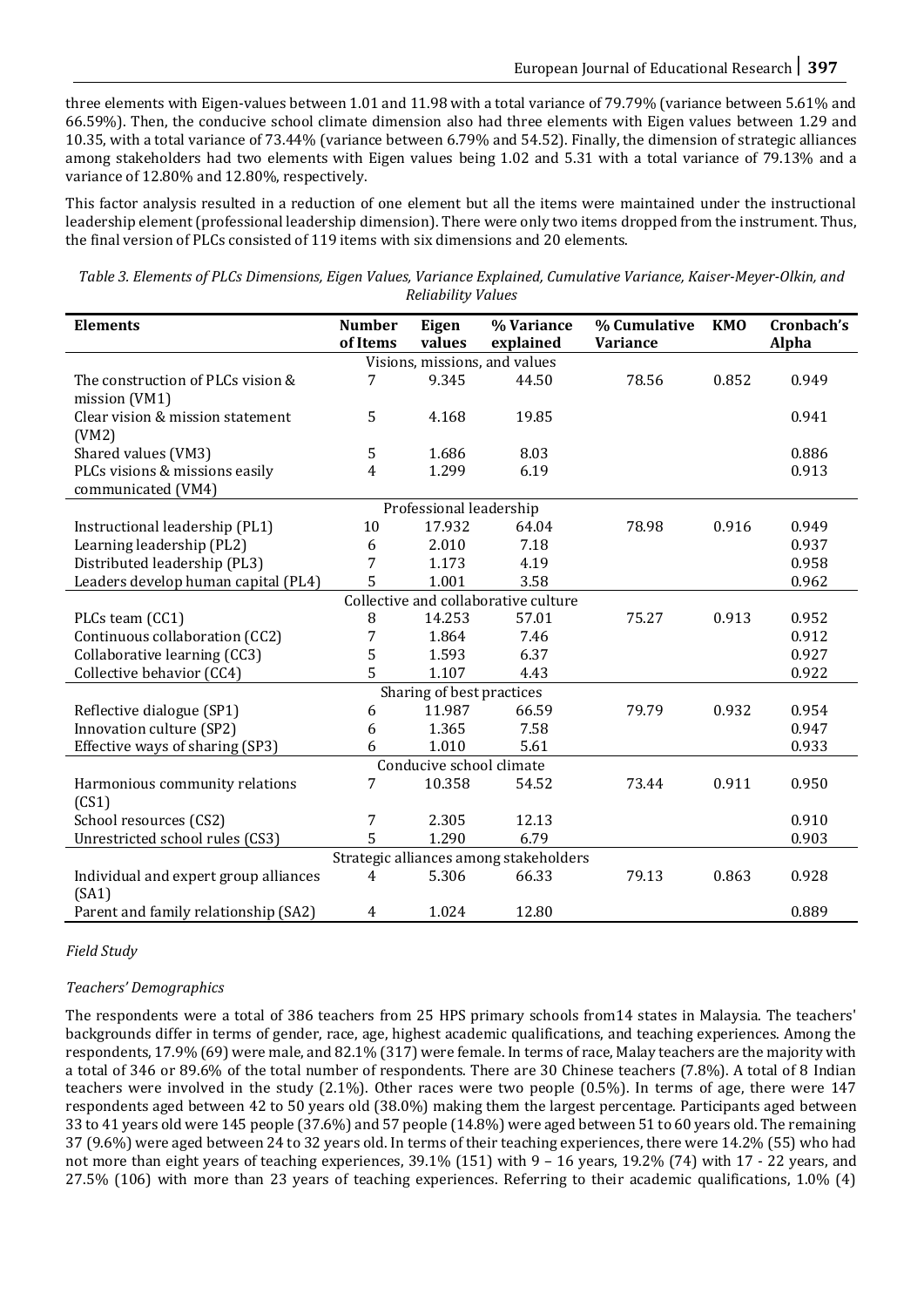three elements with Eigen-values between 1.01 and 11.98 with a total variance of 79.79% (variance between 5.61% and 66.59%). Then, the conducive school climate dimension also had three elements with Eigen values between 1.29 and 10.35, with a total variance of 73.44% (variance between 6.79% and 54.52). Finally, the dimension of strategic alliances among stakeholders had two elements with Eigen values being 1.02 and 5.31 with a total variance of 79.13% and a variance of 12.80% and 12.80%, respectively.

This factor analysis resulted in a reduction of one element but all the items were maintained under the instructional leadership element (professional leadership dimension). There were only two items dropped from the instrument. Thus, the final version of PLCs consisted of 119 items with six dimensions and 20 elements.

*Table 3. Elements of PLCs Dimensions, Eigen Values, Variance Explained, Cumulative Variance, Kaiser-Meyer-Olkin, and Reliability Values*

| Elements | Number of Items | Eigen values | % Variance explained | % Cumulative Variance | KMO | Cronbach's Alpha |
|---|---|---|---|---|---|---|
| | | Visions, missions, and values | | | | |
| The construction of PLCs vision & mission (VM1) | 7 | 9.345 | 44.50 | 78.56 | 0.852 | 0.949 |
| Clear vision & mission statement (VM2) | 5 | 4.168 | 19.85 | | | 0.941 |
| Shared values (VM3) | 5 | 1.686 | 8.03 | | | 0.886 |
| PLCs visions & missions easily communicated (VM4) | 4 | 1.299 | 6.19 | | | 0.913 |
| | | Professional leadership | | | | |
| Instructional leadership (PL1) | 10 | 17.932 | 64.04 | 78.98 | 0.916 | 0.949 |
| Learning leadership (PL2) | 6 | 2.010 | 7.18 | | | 0.937 |
| Distributed leadership (PL3) | 7 | 1.173 | 4.19 | | | 0.958 |
| Leaders develop human capital (PL4) | 5 | 1.001 | 3.58 | | | 0.962 |
| | | Collective and collaborative culture | | | | |
| PLCs team (CC1) | 8 | 14.253 | 57.01 | 75.27 | 0.913 | 0.952 |
| Continuous collaboration (CC2) | 7 | 1.864 | 7.46 | | | 0.912 |
| Collaborative learning (CC3) | 5 | 1.593 | 6.37 | | | 0.927 |
| Collective behavior (CC4) | 5 | 1.107 | 4.43 | | | 0.922 |
| | | Sharing of best practices | | | | |
| Reflective dialogue (SP1) | 6 | 11.987 | 66.59 | 79.79 | 0.932 | 0.954 |
| Innovation culture (SP2) | 6 | 1.365 | 7.58 | | | 0.947 |
| Effective ways of sharing (SP3) | 6 | 1.010 | 5.61 | | | 0.933 |
| | | Conducive school climate | | | | |
| Harmonious community relations (CS1) | 7 | 10.358 | 54.52 | 73.44 | 0.911 | 0.950 |
| School resources (CS2) | 7 | 2.305 | 12.13 | | | 0.910 |
| Unrestricted school rules (CS3) | 5 | 1.290 | 6.79 | | | 0.903 |
| | | Strategic alliances among stakeholders | | | | |
| Individual and expert group alliances (SA1) | 4 | 5.306 | 66.33 | 79.13 | 0.863 | 0.928 |
| Parent and family relationship (SA2) | 4 | 1.024 | 12.80 | | | 0.889 |

*Field Study*

*Teachers' Demographics*

The respondents were a total of 386 teachers from 25 HPS primary schools from14 states in Malaysia. The teachers' backgrounds differ in terms of gender, race, age, highest academic qualifications, and teaching experiences. Among the respondents, 17.9% (69) were male, and 82.1% (317) were female. In terms of race, Malay teachers are the majority with a total of 346 or 89.6% of the total number of respondents. There are 30 Chinese teachers (7.8%). A total of 8 Indian teachers were involved in the study (2.1%). Other races were two people (0.5%). In terms of age, there were 147 respondents aged between 42 to 50 years old (38.0%) making them the largest percentage. Participants aged between 33 to 41 years old were 145 people (37.6%) and 57 people (14.8%) were aged between 51 to 60 years old. The remaining 37 (9.6%) were aged between 24 to 32 years old. In terms of their teaching experiences, there were 14.2% (55) who had not more than eight years of teaching experiences, 39.1% (151) with 9 – 16 years, 19.2% (74) with 17 - 22 years, and 27.5% (106) with more than 23 years of teaching experiences. Referring to their academic qualifications, 1.0% (4)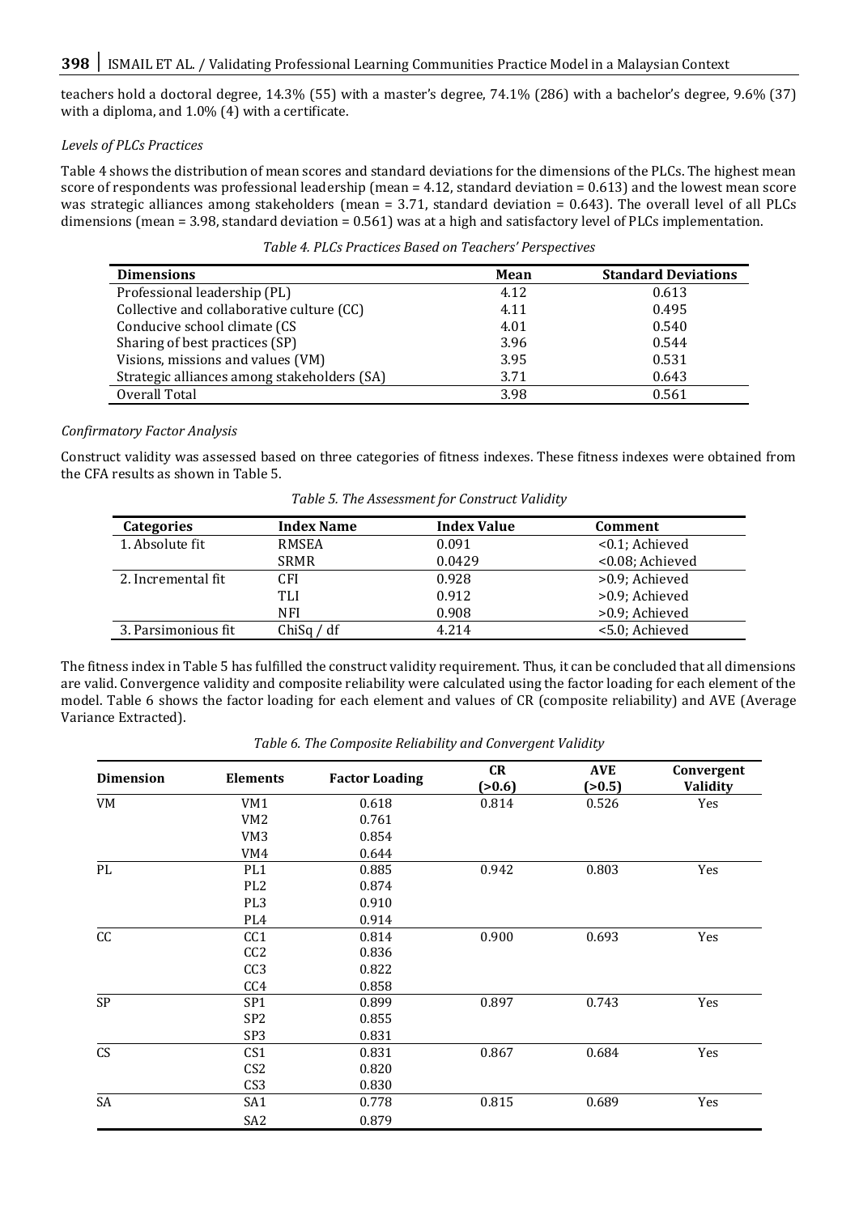teachers hold a doctoral degree, 14.3% (55) with a master's degree, 74.1% (286) with a bachelor's degree, 9.6% (37) with a diploma, and 1.0% (4) with a certificate.

*Levels of PLCs Practices*

Table 4 shows the distribution of mean scores and standard deviations for the dimensions of the PLCs. The highest mean score of respondents was professional leadership (mean = 4.12, standard deviation = 0.613) and the lowest mean score was strategic alliances among stakeholders (mean = 3.71, standard deviation = 0.643). The overall level of all PLCs dimensions (mean = 3.98, standard deviation = 0.561) was at a high and satisfactory level of PLCs implementation.

*Table 4. PLCs Practices Based on Teachers' Perspectives*

| Dimensions | Mean | Standard Deviations |
|---|---|---|
| Professional leadership (PL) | 4.12 | 0.613 |
| Collective and collaborative culture (CC) | 4.11 | 0.495 |
| Conducive school climate (CS | 4.01 | 0.540 |
| Sharing of best practices (SP) | 3.96 | 0.544 |
| Visions, missions and values (VM) | 3.95 | 0.531 |
| Strategic alliances among stakeholders (SA) | 3.71 | 0.643 |
| Overall Total | 3.98 | 0.561 |

*Confirmatory Factor Analysis*

Construct validity was assessed based on three categories of fitness indexes. These fitness indexes were obtained from the CFA results as shown in Table 5.

*Table 5. The Assessment for Construct Validity*

| Categories | Index Name | Index Value | Comment |
|---|---|---|---|
| 1. Absolute fit | RMSEA | 0.091 | <0.1; Achieved |
| | SRMR | 0.0429 | <0.08; Achieved |
| 2. Incremental fit | CFI | 0.928 | >0.9; Achieved |
| | TLI | 0.912 | >0.9; Achieved |
| | NFI | 0.908 | >0.9; Achieved |
| 3. Parsimonious fit | ChiSq / df | 4.214 | <5.0; Achieved |

The fitness index in Table 5 has fulfilled the construct validity requirement. Thus, it can be concluded that all dimensions are valid. Convergence validity and composite reliability were calculated using the factor loading for each element of the model. Table 6 shows the factor loading for each element and values of CR (composite reliability) and AVE (Average Variance Extracted).

*Table 6. The Composite Reliability and Convergent Validity*

| Dimension | Elements | Factor Loading | CR (>0.6) | AVE (>0.5) | Convergent Validity |
|---|---|---|---|---|---|
| VM | VM1 | 0.618 | 0.814 | 0.526 | Yes |
| | VM2 | 0.761 | | | |
| | VM3 | 0.854 | | | |
| | VM4 | 0.644 | | | |
| PL | PL1 | 0.885 | 0.942 | 0.803 | Yes |
| | PL2 | 0.874 | | | |
| | PL3 | 0.910 | | | |
| | PL4 | 0.914 | | | |
| CC | CC1 | 0.814 | 0.900 | 0.693 | Yes |
| | CC2 | 0.836 | | | |
| | CC3 | 0.822 | | | |
| | CC4 | 0.858 | | | |
| SP | SP1 | 0.899 | 0.897 | 0.743 | Yes |
| | SP2 | 0.855 | | | |
| | SP3 | 0.831 | | | |
| CS | CS1 | 0.831 | 0.867 | 0.684 | Yes |
| | CS2 | 0.820 | | | |
| | CS3 | 0.830 | | | |
| SA | SA1 | 0.778 | 0.815 | 0.689 | Yes |
| | SA2 | 0.879 | | | |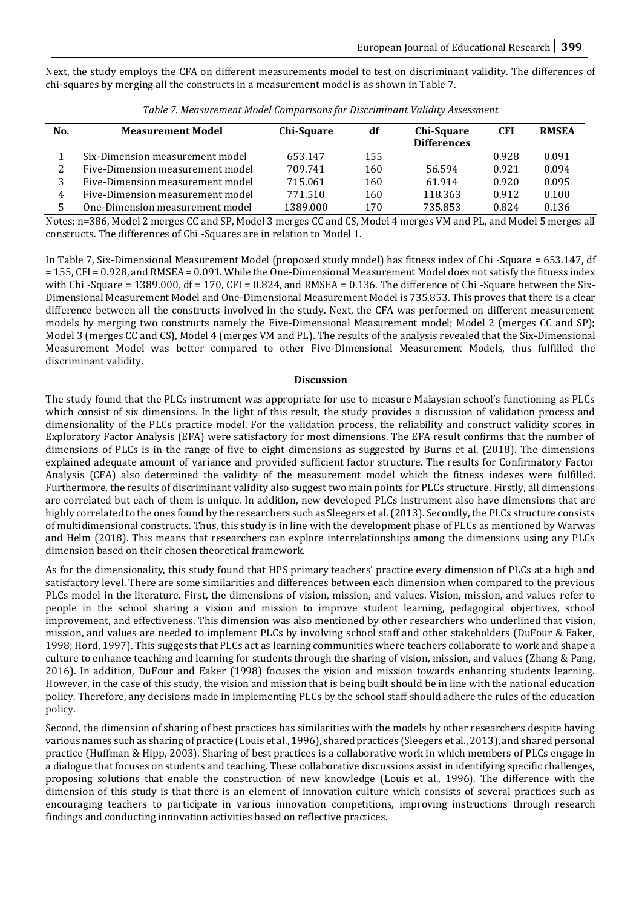Next, the study employs the CFA on different measurements model to test on discriminant validity. The differences of chi-squares by merging all the constructs in a measurement model is as shown in Table 7.

*Table 7. Measurement Model Comparisons for Discriminant Validity Assessment*

| No. | Measurement Model | Chi-Square | df | Chi-Square Differences | CFI | RMSEA |
|---|---|---|---|---|---|---|
| 1 | Six-Dimension measurement model | 653.147 | 155 | | 0.928 | 0.091 |
| 2 | Five-Dimension measurement model | 709.741 | 160 | 56.594 | 0.921 | 0.094 |
| 3 | Five-Dimension measurement model | 715.061 | 160 | 61.914 | 0.920 | 0.095 |
| 4 | Five-Dimension measurement model | 771.510 | 160 | 118.363 | 0.912 | 0.100 |
| 5 | One-Dimension measurement model | 1389.000 | 170 | 735.853 | 0.824 | 0.136 |

Notes: n=386, Model 2 merges CC and SP, Model 3 merges CC and CS, Model 4 merges VM and PL, and Model 5 merges all constructs. The differences of Chi -Squares are in relation to Model 1.

In Table 7, Six-Dimensional Measurement Model (proposed study model) has fitness index of Chi -Square = 653.147, df = 155, CFI = 0.928, and RMSEA = 0.091. While the One-Dimensional Measurement Model does not satisfy the fitness index with Chi -Square = 1389.000, df = 170, CFI = 0.824, and RMSEA = 0.136. The difference of Chi -Square between the Six-Dimensional Measurement Model and One-Dimensional Measurement Model is 735.853. This proves that there is a clear difference between all the constructs involved in the study. Next, the CFA was performed on different measurement models by merging two constructs namely the Five-Dimensional Measurement model; Model 2 (merges CC and SP); Model 3 (merges CC and CS), Model 4 (merges VM and PL). The results of the analysis revealed that the Six-Dimensional Measurement Model was better compared to other Five-Dimensional Measurement Models, thus fulfilled the discriminant validity.

## Discussion

The study found that the PLCs instrument was appropriate for use to measure Malaysian school's functioning as PLCs which consist of six dimensions. In the light of this result, the study provides a discussion of validation process and dimensionality of the PLCs practice model. For the validation process, the reliability and construct validity scores in Exploratory Factor Analysis (EFA) were satisfactory for most dimensions. The EFA result confirms that the number of dimensions of PLCs is in the range of five to eight dimensions as suggested by Burns et al. (2018). The dimensions explained adequate amount of variance and provided sufficient factor structure. The results for Confirmatory Factor Analysis (CFA) also determined the validity of the measurement model which the fitness indexes were fulfilled. Furthermore, the results of discriminant validity also suggest two main points for PLCs structure. Firstly, all dimensions are correlated but each of them is unique. In addition, new developed PLCs instrument also have dimensions that are highly correlated to the ones found by the researchers such as Sleegers et al. (2013). Secondly, the PLCs structure consists of multidimensional constructs. Thus, this study is in line with the development phase of PLCs as mentioned by Warwas and Helm (2018). This means that researchers can explore interrelationships among the dimensions using any PLCs dimension based on their chosen theoretical framework.

As for the dimensionality, this study found that HPS primary teachers' practice every dimension of PLCs at a high and satisfactory level. There are some similarities and differences between each dimension when compared to the previous PLCs model in the literature. First, the dimensions of vision, mission, and values. Vision, mission, and values refer to people in the school sharing a vision and mission to improve student learning, pedagogical objectives, school improvement, and effectiveness. This dimension was also mentioned by other researchers who underlined that vision, mission, and values are needed to implement PLCs by involving school staff and other stakeholders (DuFour & Eaker, 1998; Hord, 1997). This suggests that PLCs act as learning communities where teachers collaborate to work and shape a culture to enhance teaching and learning for students through the sharing of vision, mission, and values (Zhang & Pang, 2016). In addition, DuFour and Eaker (1998) focuses the vision and mission towards enhancing students learning. However, in the case of this study, the vision and mission that is being built should be in line with the national education policy. Therefore, any decisions made in implementing PLCs by the school staff should adhere the rules of the education policy.

Second, the dimension of sharing of best practices has similarities with the models by other researchers despite having various names such as sharing of practice (Louis et al., 1996), shared practices (Sleegers et al., 2013), and shared personal practice (Huffman & Hipp, 2003). Sharing of best practices is a collaborative work in which members of PLCs engage in a dialogue that focuses on students and teaching. These collaborative discussions assist in identifying specific challenges, proposing solutions that enable the construction of new knowledge (Louis et al., 1996). The difference with the dimension of this study is that there is an element of innovation culture which consists of several practices such as encouraging teachers to participate in various innovation competitions, improving instructions through research findings and conducting innovation activities based on reflective practices.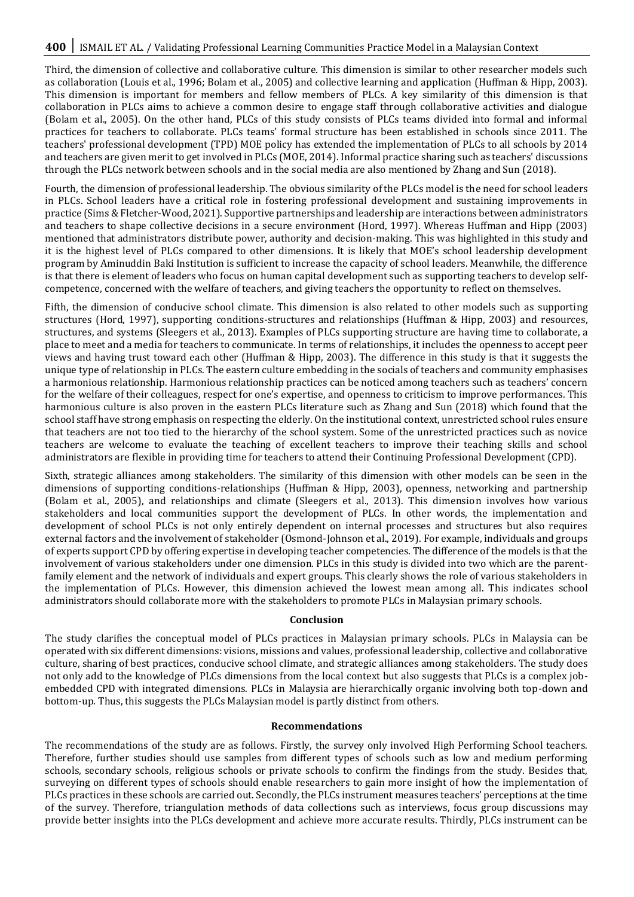Third, the dimension of collective and collaborative culture. This dimension is similar to other researcher models such as collaboration (Louis et al., 1996; Bolam et al., 2005) and collective learning and application (Huffman & Hipp, 2003). This dimension is important for members and fellow members of PLCs. A key similarity of this dimension is that collaboration in PLCs aims to achieve a common desire to engage staff through collaborative activities and dialogue (Bolam et al., 2005). On the other hand, PLCs of this study consists of PLCs teams divided into formal and informal practices for teachers to collaborate. PLCs teams' formal structure has been established in schools since 2011. The teachers' professional development (TPD) MOE policy has extended the implementation of PLCs to all schools by 2014 and teachers are given merit to get involved in PLCs (MOE, 2014). Informal practice sharing such as teachers' discussions through the PLCs network between schools and in the social media are also mentioned by Zhang and Sun (2018).

Fourth, the dimension of professional leadership. The obvious similarity of the PLCs model is the need for school leaders in PLCs. School leaders have a critical role in fostering professional development and sustaining improvements in practice (Sims & Fletcher-Wood, 2021). Supportive partnerships and leadership are interactions between administrators and teachers to shape collective decisions in a secure environment (Hord, 1997). Whereas Huffman and Hipp (2003) mentioned that administrators distribute power, authority and decision-making. This was highlighted in this study and it is the highest level of PLCs compared to other dimensions. It is likely that MOE's school leadership development program by Aminuddin Baki Institution is sufficient to increase the capacity of school leaders. Meanwhile, the difference is that there is element of leaders who focus on human capital development such as supporting teachers to develop self-competence, concerned with the welfare of teachers, and giving teachers the opportunity to reflect on themselves.

Fifth, the dimension of conducive school climate. This dimension is also related to other models such as supporting structures (Hord, 1997), supporting conditions-structures and relationships (Huffman & Hipp, 2003) and resources, structures, and systems (Sleegers et al., 2013). Examples of PLCs supporting structure are having time to collaborate, a place to meet and a media for teachers to communicate. In terms of relationships, it includes the openness to accept peer views and having trust toward each other (Huffman & Hipp, 2003). The difference in this study is that it suggests the unique type of relationship in PLCs. The eastern culture embedding in the socials of teachers and community emphasises a harmonious relationship. Harmonious relationship practices can be noticed among teachers such as teachers' concern for the welfare of their colleagues, respect for one's expertise, and openness to criticism to improve performances. This harmonious culture is also proven in the eastern PLCs literature such as Zhang and Sun (2018) which found that the school staff have strong emphasis on respecting the elderly. On the institutional context, unrestricted school rules ensure that teachers are not too tied to the hierarchy of the school system. Some of the unrestricted practices such as novice teachers are welcome to evaluate the teaching of excellent teachers to improve their teaching skills and school administrators are flexible in providing time for teachers to attend their Continuing Professional Development (CPD).

Sixth, strategic alliances among stakeholders. The similarity of this dimension with other models can be seen in the dimensions of supporting conditions-relationships (Huffman & Hipp, 2003), openness, networking and partnership (Bolam et al., 2005), and relationships and climate (Sleegers et al., 2013). This dimension involves how various stakeholders and local communities support the development of PLCs. In other words, the implementation and development of school PLCs is not only entirely dependent on internal processes and structures but also requires external factors and the involvement of stakeholder (Osmond-Johnson et al., 2019). For example, individuals and groups of experts support CPD by offering expertise in developing teacher competencies. The difference of the models is that the involvement of various stakeholders under one dimension. PLCs in this study is divided into two which are the parent-family element and the network of individuals and expert groups. This clearly shows the role of various stakeholders in the implementation of PLCs. However, this dimension achieved the lowest mean among all. This indicates school administrators should collaborate more with the stakeholders to promote PLCs in Malaysian primary schools.

## Conclusion

The study clarifies the conceptual model of PLCs practices in Malaysian primary schools. PLCs in Malaysia can be operated with six different dimensions: visions, missions and values, professional leadership, collective and collaborative culture, sharing of best practices, conducive school climate, and strategic alliances among stakeholders. The study does not only add to the knowledge of PLCs dimensions from the local context but also suggests that PLCs is a complex job-embedded CPD with integrated dimensions. PLCs in Malaysia are hierarchically organic involving both top-down and bottom-up. Thus, this suggests the PLCs Malaysian model is partly distinct from others.

## Recommendations

The recommendations of the study are as follows. Firstly, the survey only involved High Performing School teachers. Therefore, further studies should use samples from different types of schools such as low and medium performing schools, secondary schools, religious schools or private schools to confirm the findings from the study. Besides that, surveying on different types of schools should enable researchers to gain more insight of how the implementation of PLCs practices in these schools are carried out. Secondly, the PLCs instrument measures teachers' perceptions at the time of the survey. Therefore, triangulation methods of data collections such as interviews, focus group discussions may provide better insights into the PLCs development and achieve more accurate results. Thirdly, PLCs instrument can be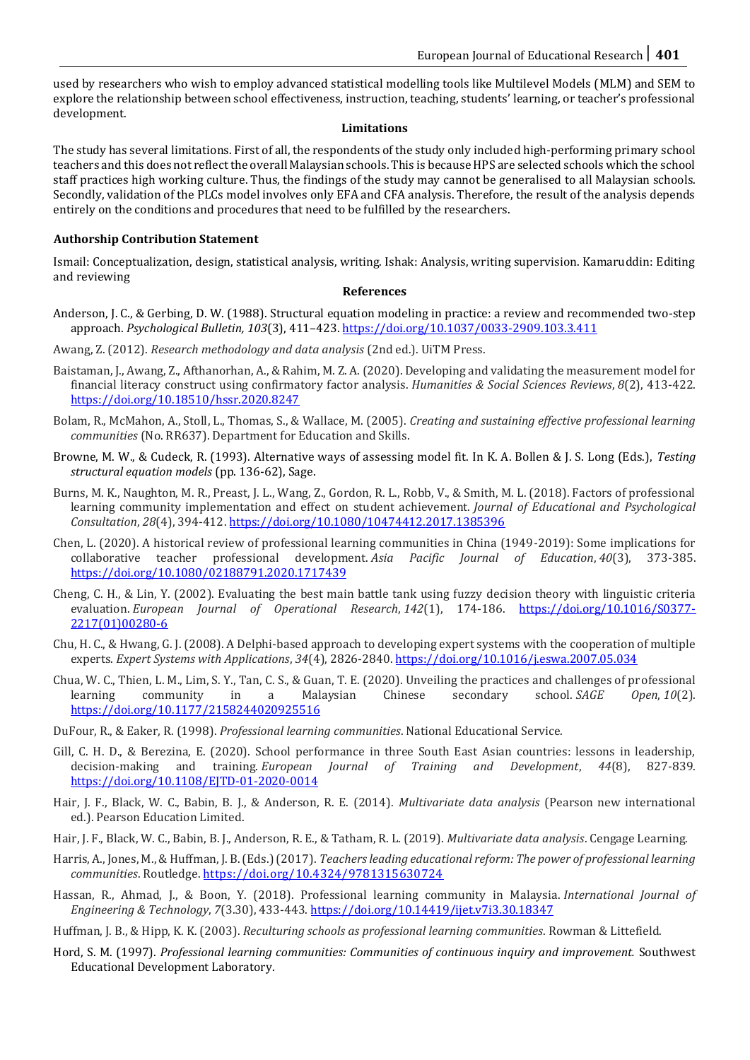used by researchers who wish to employ advanced statistical modelling tools like Multilevel Models (MLM) and SEM to explore the relationship between school effectiveness, instruction, teaching, students' learning, or teacher's professional development.

## Limitations

The study has several limitations. First of all, the respondents of the study only included high-performing primary school teachers and this does not reflect the overall Malaysian schools. This is because HPS are selected schools which the school staff practices high working culture. Thus, the findings of the study may cannot be generalised to all Malaysian schools. Secondly, validation of the PLCs model involves only EFA and CFA analysis. Therefore, the result of the analysis depends entirely on the conditions and procedures that need to be fulfilled by the researchers.

**Authorship Contribution Statement**

Ismail: Conceptualization, design, statistical analysis, writing. Ishak: Analysis, writing supervision. Kamaruddin: Editing and reviewing

## References

Anderson, J. C., & Gerbing, D. W. (1988). Structural equation modeling in practice: a review and recommended two-step approach. *Psychological Bulletin, 103*(3), 411–423. https://doi.org/10.1037/0033-2909.103.3.411

Awang, Z. (2012). *Research methodology and data analysis* (2nd ed.). UiTM Press.

Baistaman, J., Awang, Z., Afthanorhan, A., & Rahim, M. Z. A. (2020). Developing and validating the measurement model for financial literacy construct using confirmatory factor analysis. *Humanities & Social Sciences Reviews*, *8*(2), 413-422. https://doi.org/10.18510/hssr.2020.8247

Bolam, R., McMahon, A., Stoll, L., Thomas, S., & Wallace, M. (2005). *Creating and sustaining effective professional learning communities* (No. RR637). Department for Education and Skills.

Browne, M. W., & Cudeck, R. (1993). Alternative ways of assessing model fit. In K. A. Bollen & J. S. Long (Eds.), *Testing structural equation models* (pp. 136-62), Sage.

Burns, M. K., Naughton, M. R., Preast, J. L., Wang, Z., Gordon, R. L., Robb, V., & Smith, M. L. (2018). Factors of professional learning community implementation and effect on student achievement. *Journal of Educational and Psychological Consultation*, *28*(4), 394-412. https://doi.org/10.1080/10474412.2017.1385396

Chen, L. (2020). A historical review of professional learning communities in China (1949-2019): Some implications for collaborative teacher professional development. *Asia Pacific Journal of Education*, *40*(3), 373-385. https://doi.org/10.1080/02188791.2020.1717439

Cheng, C. H., & Lin, Y. (2002). Evaluating the best main battle tank using fuzzy decision theory with linguistic criteria evaluation. *European Journal of Operational Research*, *142*(1), 174-186. https://doi.org/10.1016/S0377-2217(01)00280-6

Chu, H. C., & Hwang, G. J. (2008). A Delphi-based approach to developing expert systems with the cooperation of multiple experts. *Expert Systems with Applications*, *34*(4), 2826-2840. https://doi.org/10.1016/j.eswa.2007.05.034

Chua, W. C., Thien, L. M., Lim, S. Y., Tan, C. S., & Guan, T. E. (2020). Unveiling the practices and challenges of professional learning community in a Malaysian Chinese secondary school. *SAGE Open*, *10*(2). https://doi.org/10.1177/2158244020925516

DuFour, R., & Eaker, R. (1998). *Professional learning communities*. National Educational Service.

Gill, C. H. D., & Berezina, E. (2020). School performance in three South East Asian countries: lessons in leadership, decision-making and training. *European Journal of Training and Development*, *44*(8), 827-839. https://doi.org/10.1108/EJTD-01-2020-0014

Hair, J. F., Black, W. C., Babin, B. J., & Anderson, R. E. (2014). *Multivariate data analysis* (Pearson new international ed.). Pearson Education Limited.

Hair, J. F., Black, W. C., Babin, B. J., Anderson, R. E., & Tatham, R. L. (2019). *Multivariate data analysis*. Cengage Learning.

Harris, A., Jones, M., & Huffman, J. B. (Eds.) (2017). *Teachers leading educational reform: The power of professional learning communities*. Routledge. https://doi.org/10.4324/9781315630724

Hassan, R., Ahmad, J., & Boon, Y. (2018). Professional learning community in Malaysia. *International Journal of Engineering & Technology*, *7*(3.30), 433-443. https://doi.org/10.14419/ijet.v7i3.30.18347

Huffman, J. B., & Hipp, K. K. (2003). *Reculturing schools as professional learning communities*. Rowman & Littefield.

Hord, S. M. (1997). *Professional learning communities: Communities of continuous inquiry and improvement.* Southwest Educational Development Laboratory.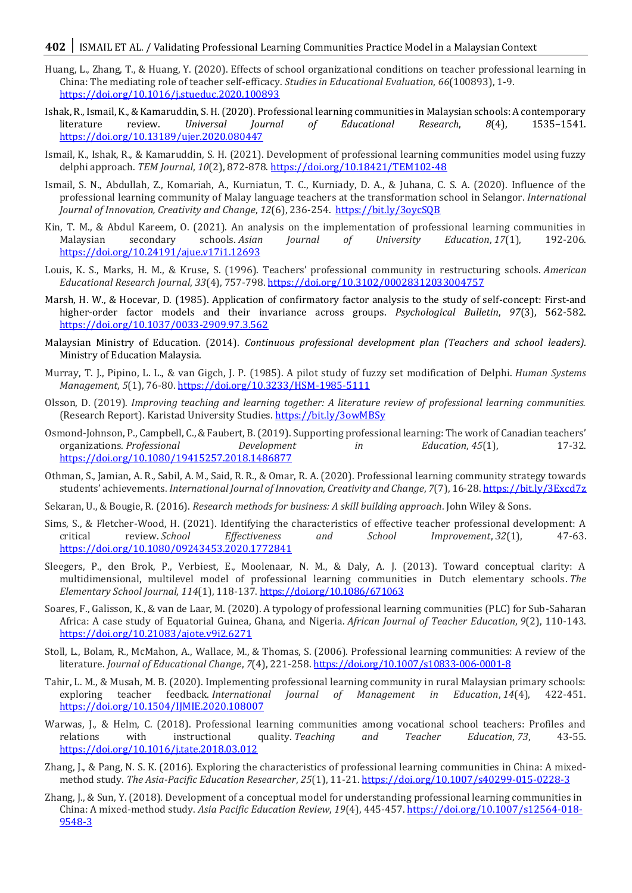Huang, L., Zhang, T., & Huang, Y. (2020). Effects of school organizational conditions on teacher professional learning in China: The mediating role of teacher self-efficacy. *Studies in Educational Evaluation*, *66*(100893), 1-9. https://doi.org/10.1016/j.stueduc.2020.100893

Ishak, R., Ismail, K., & Kamaruddin, S. H. (2020). Professional learning communities in Malaysian schools: A contemporary literature review. *Universal Journal of Educational Research*, *8*(4), 1535–1541. https://doi.org/10.13189/ujer.2020.080447

Ismail, K., Ishak, R., & Kamaruddin, S. H. (2021). Development of professional learning communities model using fuzzy delphi approach. *TEM Journal*, *10*(2), 872-878. https://doi.org/10.18421/TEM102-48

Ismail, S. N., Abdullah, Z., Komariah, A., Kurniatun, T. C., Kurniady, D. A., & Juhana, C. S. A. (2020). Influence of the professional learning community of Malay language teachers at the transformation school in Selangor. *International Journal of Innovation, Creativity and Change*, *12*(6), 236-254. https://bit.ly/3oycSQB

Kin, T. M., & Abdul Kareem, O. (2021). An analysis on the implementation of professional learning communities in Malaysian secondary schools. *Asian Journal of University Education*, *17*(1), 192-206. https://doi.org/10.24191/ajue.v17i1.12693

Louis, K. S., Marks, H. M., & Kruse, S. (1996). Teachers' professional community in restructuring schools. *American Educational Research Journal*, *33*(4), 757-798. https://doi.org/10.3102/00028312033004757

Marsh, H. W., & Hocevar, D. (1985). Application of confirmatory factor analysis to the study of self-concept: First-and higher-order factor models and their invariance across groups. *Psychological Bulletin*, *97*(3), 562-582. https://doi.org/10.1037/0033-2909.97.3.562

Malaysian Ministry of Education. (2014). *Continuous professional development plan (Teachers and school leaders)*. Ministry of Education Malaysia.

Murray, T. J., Pipino, L. L., & van Gigch, J. P. (1985). A pilot study of fuzzy set modification of Delphi. *Human Systems Management*, *5*(1), 76-80. https://doi.org/10.3233/HSM-1985-5111

Olsson, D. (2019). *Improving teaching and learning together: A literature review of professional learning communities.* (Research Report). Karistad University Studies. https://bit.ly/3owMBSy

Osmond-Johnson, P., Campbell, C., & Faubert, B. (2019). Supporting professional learning: The work of Canadian teachers' organizations. *Professional Development in Education*, *45*(1), 17-32. https://doi.org/10.1080/19415257.2018.1486877

Othman, S., Jamian, A. R., Sabil, A. M., Said, R. R., & Omar, R. A. (2020). Professional learning community strategy towards students' achievements. *International Journal of Innovation, Creativity and Change*, *7*(7), 16-28. https://bit.ly/3Excd7z

Sekaran, U., & Bougie, R. (2016). *Research methods for business: A skill building approach*. John Wiley & Sons.

Sims, S., & Fletcher-Wood, H. (2021). Identifying the characteristics of effective teacher professional development: A critical review. *School Effectiveness and School Improvement*, *32*(1), 47-63. https://doi.org/10.1080/09243453.2020.1772841

Sleegers, P., den Brok, P., Verbiest, E., Moolenaar, N. M., & Daly, A. J. (2013). Toward conceptual clarity: A multidimensional, multilevel model of professional learning communities in Dutch elementary schools. *The Elementary School Journal*, *114*(1), 118-137. https://doi.org/10.1086/671063

Soares, F., Galisson, K., & van de Laar, M. (2020). A typology of professional learning communities (PLC) for Sub-Saharan Africa: A case study of Equatorial Guinea, Ghana, and Nigeria. *African Journal of Teacher Education*, *9*(2), 110-143. https://doi.org/10.21083/ajote.v9i2.6271

Stoll, L., Bolam, R., McMahon, A., Wallace, M., & Thomas, S. (2006). Professional learning communities: A review of the literature. *Journal of Educational Change*, *7*(4), 221-258. https://doi.org/10.1007/s10833-006-0001-8

Tahir, L. M., & Musah, M. B. (2020). Implementing professional learning community in rural Malaysian primary schools: exploring teacher feedback. *International Journal of Management in Education*, *14*(4), 422-451. https://doi.org/10.1504/IJMIE.2020.108007

Warwas, J., & Helm, C. (2018). Professional learning communities among vocational school teachers: Profiles and relations with instructional quality. *Teaching and Teacher Education*, *73*, 43-55. https://doi.org/10.1016/j.tate.2018.03.012

Zhang, J., & Pang, N. S. K. (2016). Exploring the characteristics of professional learning communities in China: A mixed-method study. *The Asia-Pacific Education Researcher*, *25*(1), 11-21. https://doi.org/10.1007/s40299-015-0228-3

Zhang, J., & Sun, Y. (2018). Development of a conceptual model for understanding professional learning communities in China: A mixed-method study. *Asia Pacific Education Review*, *19*(4), 445-457. https://doi.org/10.1007/s12564-018-9548-3